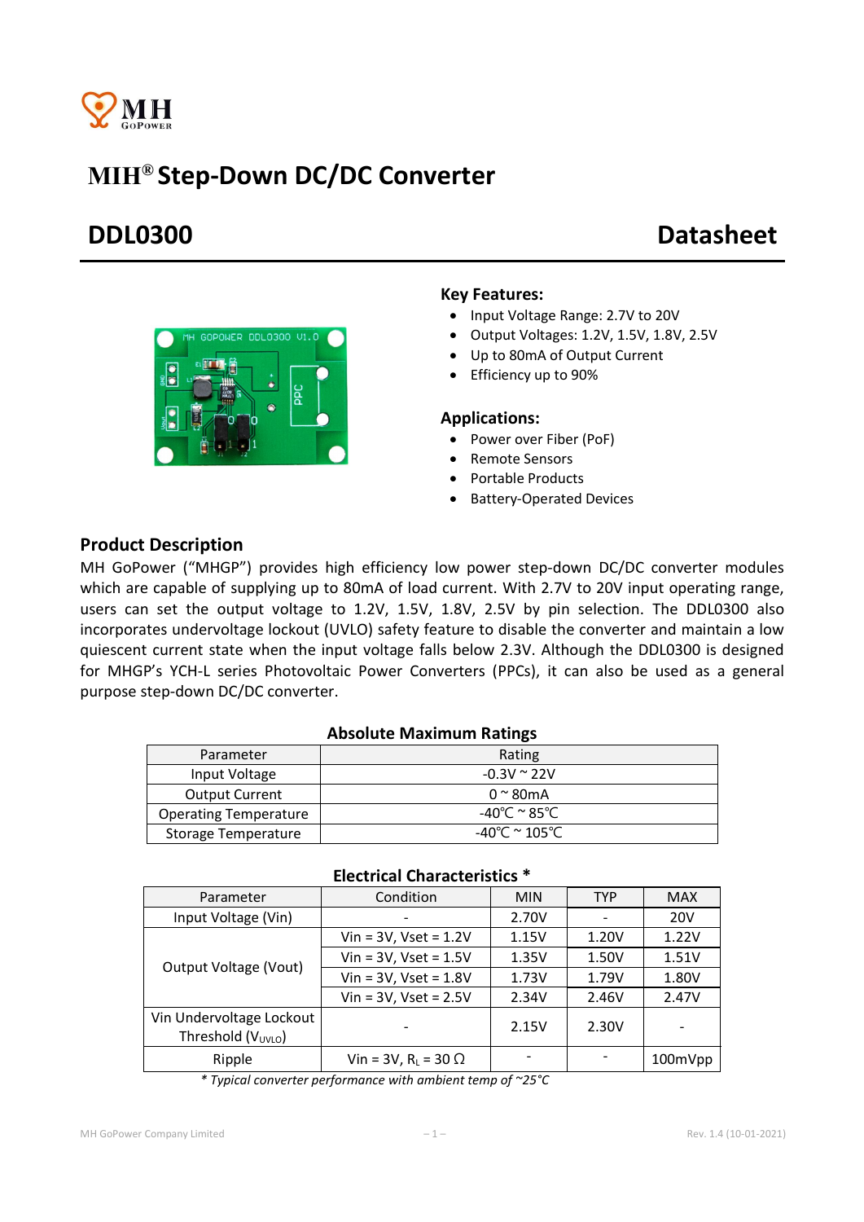# MIH® Step-Down DC/DC Converter

## DDL0300 Datasheet

### Key Features:

- Input Voltage Range: 2.7V to 20V
- Output Voltages: 1.2V, 1.5V, 1.8V, 2.5V
- Up to 80mA of Output Current
- Efficiency up to 90%

### Applications:

- Power over Fiber (PoF)
- Remote Sensors
- Portable Products
- Battery-Operated Devices

## Product Description

MH GoPower ("MHGP") provides high efficiency low power step-down DC/DC converter modules which are capable of supplying up to 80mA of load current. With 2.7V to 20V input operating range, users can set the output voltage to 1.2V, 1.5V, 1.8V, 2.5V by pin selection. The DDL0300 also incorporates undervoltage lockout (UVLO) safety feature to disable the converter and maintain a low quiescent current state when the input voltage falls below 2.3V. Although the DDL0300 is designed for MHGP's YCH-L series Photovoltaic Power Converters (PPCs), it can also be used as a general purpose step-down DC/DC converter.

**Absolute Maximum Ratings**

| Parameter | Rating |
|---|---|
| Input Voltage | -0.3V ~ 22V |
| Output Current | 0 ~ 80mA |
| Operating Temperature | -40℃ ~ 85℃ |
| Storage Temperature | -40℃ ~ 105℃ |

**Electrical Characteristics ***

| Parameter | Condition | MIN | TYP | MAX |
|---|---|---|---|---|
| Input Voltage (Vin) | - | 2.70V | - | 20V |
| Output Voltage (Vout) | Vin = 3V, Vset = 1.2V | 1.15V | 1.20V | 1.22V |
| | Vin = 3V, Vset = 1.5V | 1.35V | 1.50V | 1.51V |
| | Vin = 3V, Vset = 1.8V | 1.73V | 1.79V | 1.80V |
| | Vin = 3V, Vset = 2.5V | 2.34V | 2.46V | 2.47V |
| Vin Undervoltage Lockout Threshold ($V_{UVLO}$) | - | 2.15V | 2.30V | - |
| Ripple | Vin = 3V, $R_L$ = 30 Ω | - | - | 100mVpp |

*\* Typical converter performance with ambient temp of ~25°C*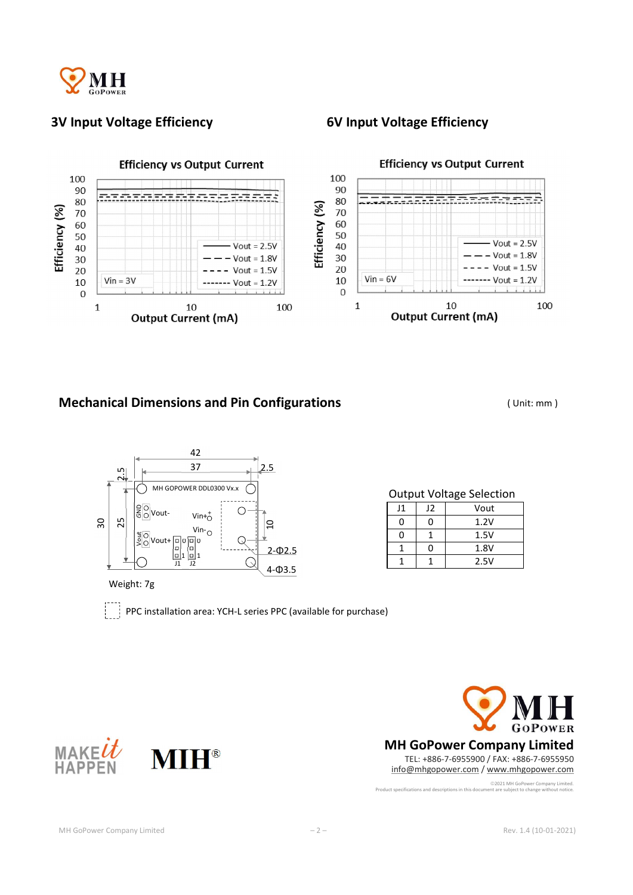## 3V Input Voltage Efficiency

Efficiency vs Output Current

Efficiency (%)

100
90
80
70
60
50
40
30
20
10
0

1
10
100

Output Current (mA)

Vin = 3V

Vout = 2.5V
Vout = 1.8V
Vout = 1.5V
Vout = 1.2V

## 6V Input Voltage Efficiency

Efficiency vs Output Current

Efficiency (%)

100
90
80
70
60
50
40
30
20
10
0

1
10
100

Output Current (mA)

Vin = 6V

Vout = 2.5V
Vout = 1.8V
Vout = 1.5V
Vout = 1.2V

## Mechanical Dimensions and Pin Configurations

( Unit: mm )

42
37
2.5
2.5
30
25
10
MH GOPOWER DDL0300 Vx.x
GND
Vout-
Vout
Vout+
Vin+
Vin-
J1
J2
0
1
2-Φ2.5
4-Φ3.5

Weight: 7g

PPC installation area: YCH-L series PPC (available for purchase)

Output Voltage Selection

| J1 | J2 | Vout |
|---|---|---|
| 0 | 0 | 1.2V |
| 0 | 1 | 1.5V |
| 1 | 0 | 1.8V |
| 1 | 1 | 2.5V |

**MH GoPower Company Limited**

TEL: +886-7-6955900 / FAX: +886-7-6955950

info@mhgopower.com / www.mhgopower.com

©2021 MH GoPower Company Limited.
Product specifications and descriptions in this document are subject to change without notice.